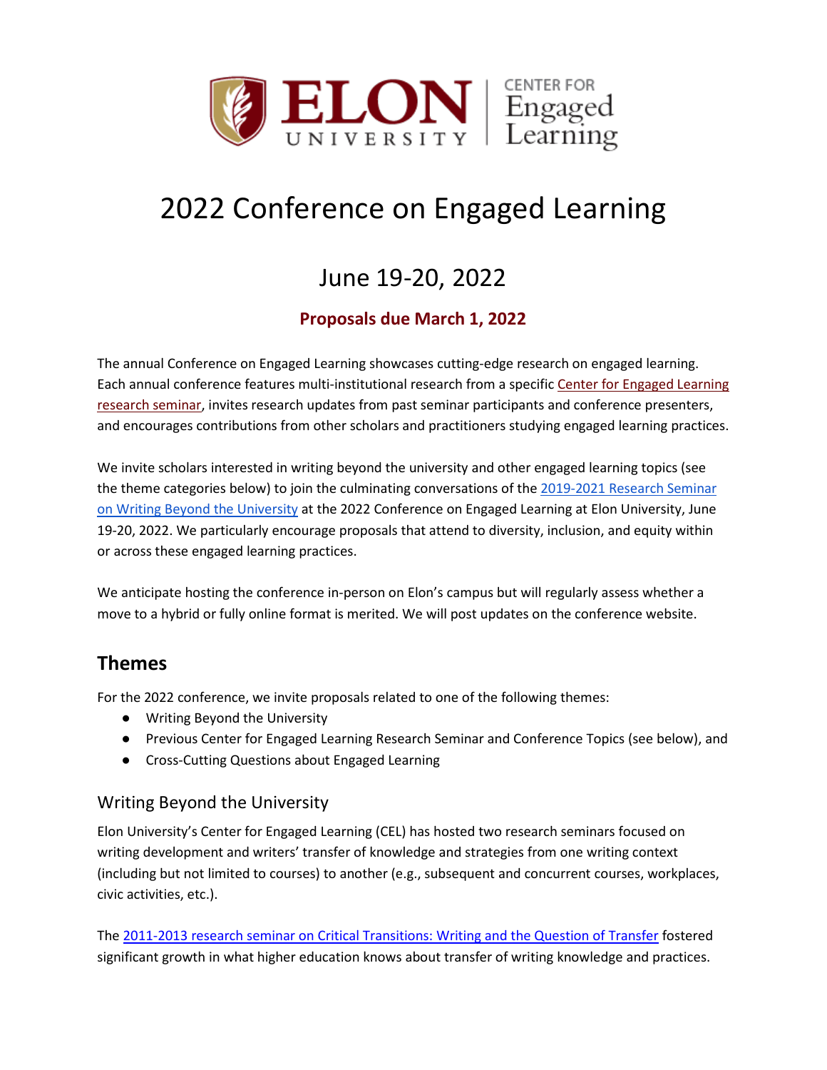# 2022 Conference on Engaged Learning

## June 19-20, 2022

**Proposals due March 1, 2022**

The annual Conference on Engaged Learning showcases cutting-edge research on engaged learning. Each annual conference features multi-institutional research from a specific Center for Engaged Learning research seminar, invites research updates from past seminar participants and conference presenters, and encourages contributions from other scholars and practitioners studying engaged learning practices.

We invite scholars interested in writing beyond the university and other engaged learning topics (see the theme categories below) to join the culminating conversations of the 2019-2021 Research Seminar on Writing Beyond the University at the 2022 Conference on Engaged Learning at Elon University, June 19-20, 2022. We particularly encourage proposals that attend to diversity, inclusion, and equity within or across these engaged learning practices.

We anticipate hosting the conference in-person on Elon's campus but will regularly assess whether a move to a hybrid or fully online format is merited. We will post updates on the conference website.

## Themes

For the 2022 conference, we invite proposals related to one of the following themes:

- Writing Beyond the University
- Previous Center for Engaged Learning Research Seminar and Conference Topics (see below), and
- Cross-Cutting Questions about Engaged Learning

### Writing Beyond the University

Elon University's Center for Engaged Learning (CEL) has hosted two research seminars focused on writing development and writers' transfer of knowledge and strategies from one writing context (including but not limited to courses) to another (e.g., subsequent and concurrent courses, workplaces, civic activities, etc.).

The 2011-2013 research seminar on Critical Transitions: Writing and the Question of Transfer fostered significant growth in what higher education knows about transfer of writing knowledge and practices.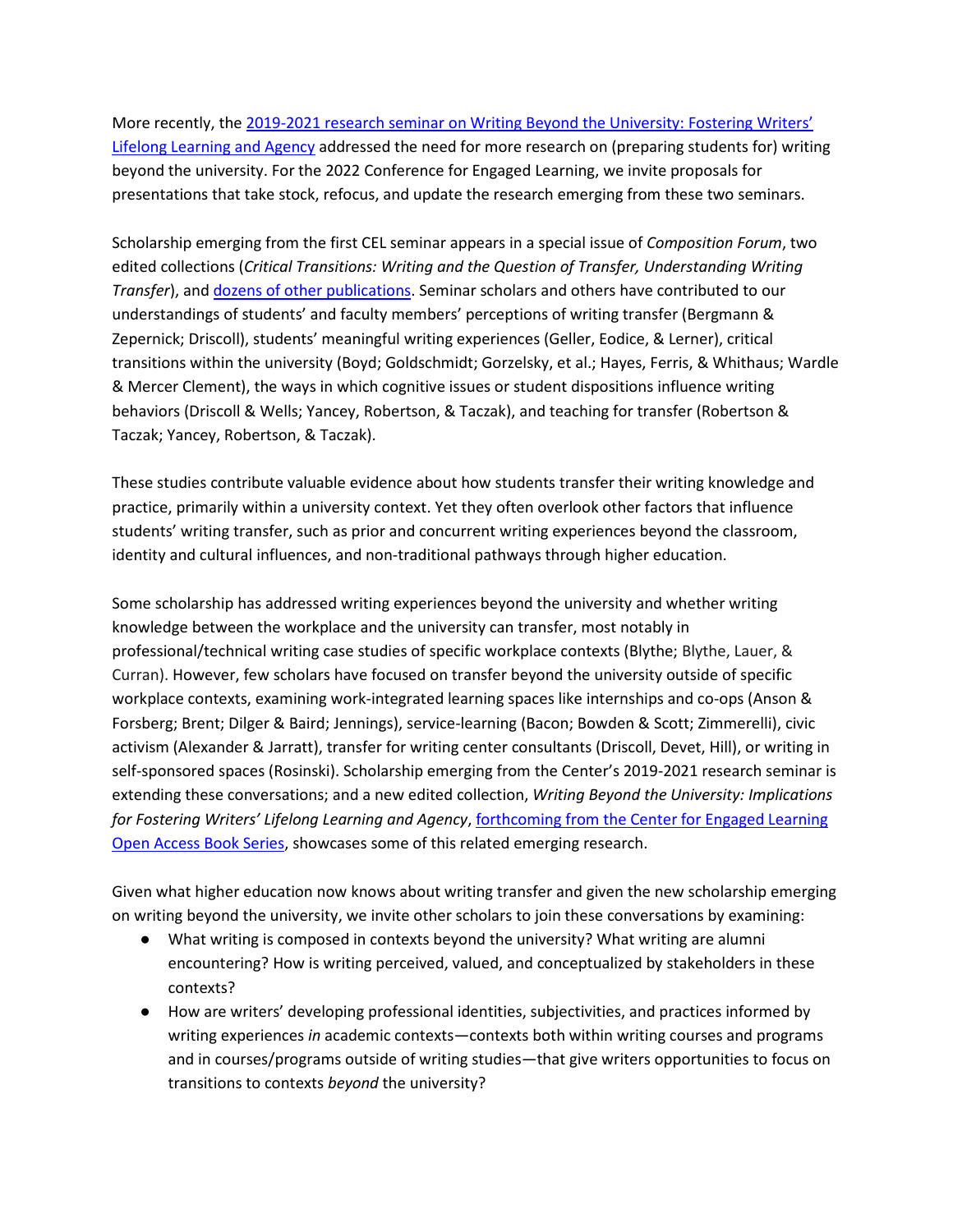More recently, the 2019-2021 research seminar on Writing Beyond the University: Fostering Writers' Lifelong Learning and Agency addressed the need for more research on (preparing students for) writing beyond the university. For the 2022 Conference for Engaged Learning, we invite proposals for presentations that take stock, refocus, and update the research emerging from these two seminars.

Scholarship emerging from the first CEL seminar appears in a special issue of *Composition Forum*, two edited collections (*Critical Transitions: Writing and the Question of Transfer, Understanding Writing Transfer*), and dozens of other publications. Seminar scholars and others have contributed to our understandings of students' and faculty members' perceptions of writing transfer (Bergmann & Zepernick; Driscoll), students' meaningful writing experiences (Geller, Eodice, & Lerner), critical transitions within the university (Boyd; Goldschmidt; Gorzelsky, et al.; Hayes, Ferris, & Whithaus; Wardle & Mercer Clement), the ways in which cognitive issues or student dispositions influence writing behaviors (Driscoll & Wells; Yancey, Robertson, & Taczak), and teaching for transfer (Robertson & Taczak; Yancey, Robertson, & Taczak).

These studies contribute valuable evidence about how students transfer their writing knowledge and practice, primarily within a university context. Yet they often overlook other factors that influence students' writing transfer, such as prior and concurrent writing experiences beyond the classroom, identity and cultural influences, and non-traditional pathways through higher education.

Some scholarship has addressed writing experiences beyond the university and whether writing knowledge between the workplace and the university can transfer, most notably in professional/technical writing case studies of specific workplace contexts (Blythe; Blythe, Lauer, & Curran). However, few scholars have focused on transfer beyond the university outside of specific workplace contexts, examining work-integrated learning spaces like internships and co-ops (Anson & Forsberg; Brent; Dilger & Baird; Jennings), service-learning (Bacon; Bowden & Scott; Zimmerelli), civic activism (Alexander & Jarratt), transfer for writing center consultants (Driscoll, Devet, Hill), or writing in self-sponsored spaces (Rosinski). Scholarship emerging from the Center's 2019-2021 research seminar is extending these conversations; and a new edited collection, *Writing Beyond the University: Implications for Fostering Writers' Lifelong Learning and Agency*, forthcoming from the Center for Engaged Learning Open Access Book Series, showcases some of this related emerging research.

Given what higher education now knows about writing transfer and given the new scholarship emerging on writing beyond the university, we invite other scholars to join these conversations by examining:

- What writing is composed in contexts beyond the university? What writing are alumni encountering? How is writing perceived, valued, and conceptualized by stakeholders in these contexts?
- How are writers' developing professional identities, subjectivities, and practices informed by writing experiences *in* academic contexts—contexts both within writing courses and programs and in courses/programs outside of writing studies—that give writers opportunities to focus on transitions to contexts *beyond* the university?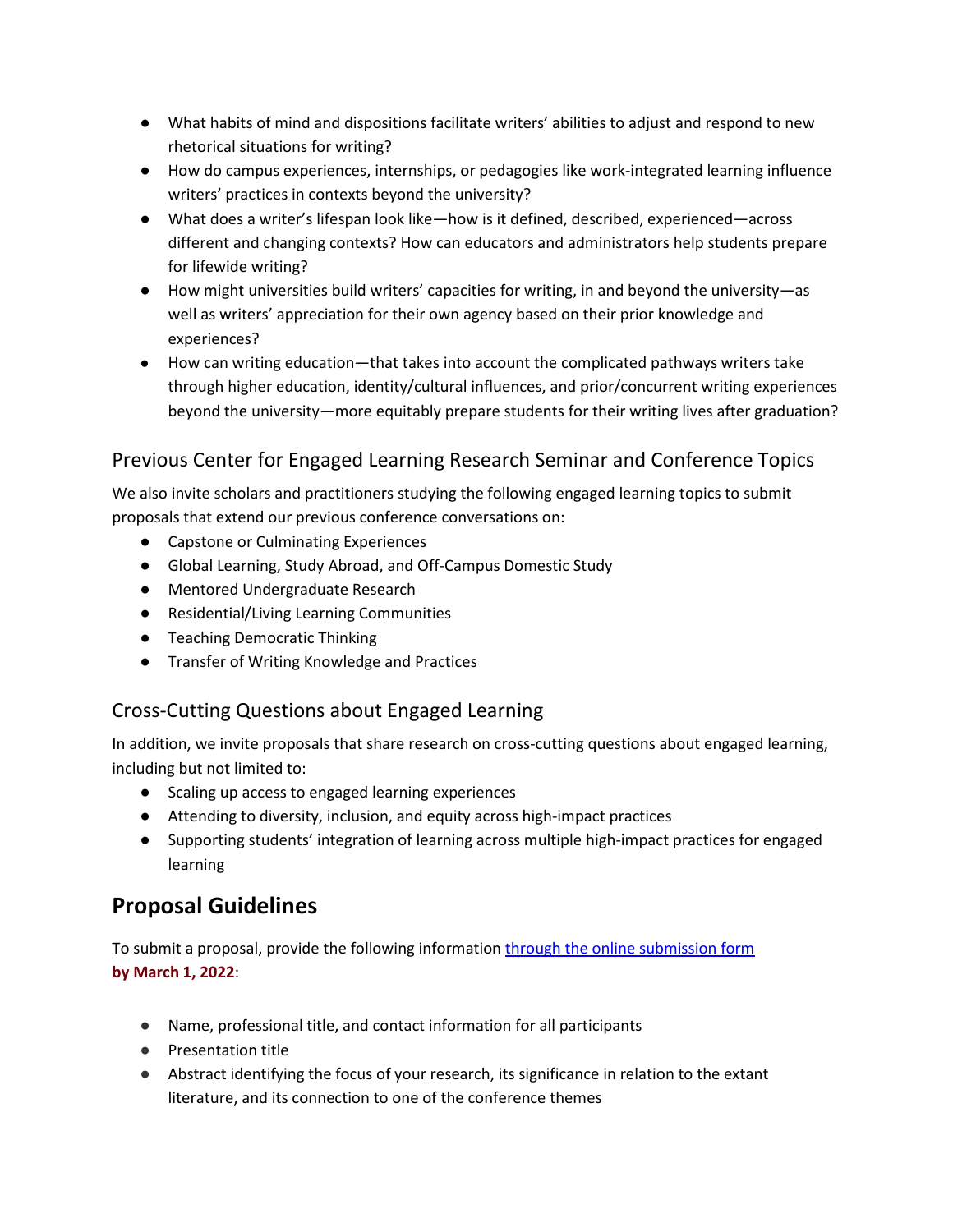- What habits of mind and dispositions facilitate writers' abilities to adjust and respond to new rhetorical situations for writing?
- How do campus experiences, internships, or pedagogies like work-integrated learning influence writers' practices in contexts beyond the university?
- What does a writer's lifespan look like—how is it defined, described, experienced—across different and changing contexts? How can educators and administrators help students prepare for lifewide writing?
- How might universities build writers' capacities for writing, in and beyond the university—as well as writers' appreciation for their own agency based on their prior knowledge and experiences?
- How can writing education—that takes into account the complicated pathways writers take through higher education, identity/cultural influences, and prior/concurrent writing experiences beyond the university—more equitably prepare students for their writing lives after graduation?

### Previous Center for Engaged Learning Research Seminar and Conference Topics

We also invite scholars and practitioners studying the following engaged learning topics to submit proposals that extend our previous conference conversations on:

- Capstone or Culminating Experiences
- Global Learning, Study Abroad, and Off-Campus Domestic Study
- Mentored Undergraduate Research
- Residential/Living Learning Communities
- Teaching Democratic Thinking
- Transfer of Writing Knowledge and Practices

### Cross-Cutting Questions about Engaged Learning

In addition, we invite proposals that share research on cross-cutting questions about engaged learning, including but not limited to:

- Scaling up access to engaged learning experiences
- Attending to diversity, inclusion, and equity across high-impact practices
- Supporting students' integration of learning across multiple high-impact practices for engaged learning

## Proposal Guidelines

To submit a proposal, provide the following information through the online submission form **by March 1, 2022**:

- Name, professional title, and contact information for all participants
- Presentation title
- Abstract identifying the focus of your research, its significance in relation to the extant literature, and its connection to one of the conference themes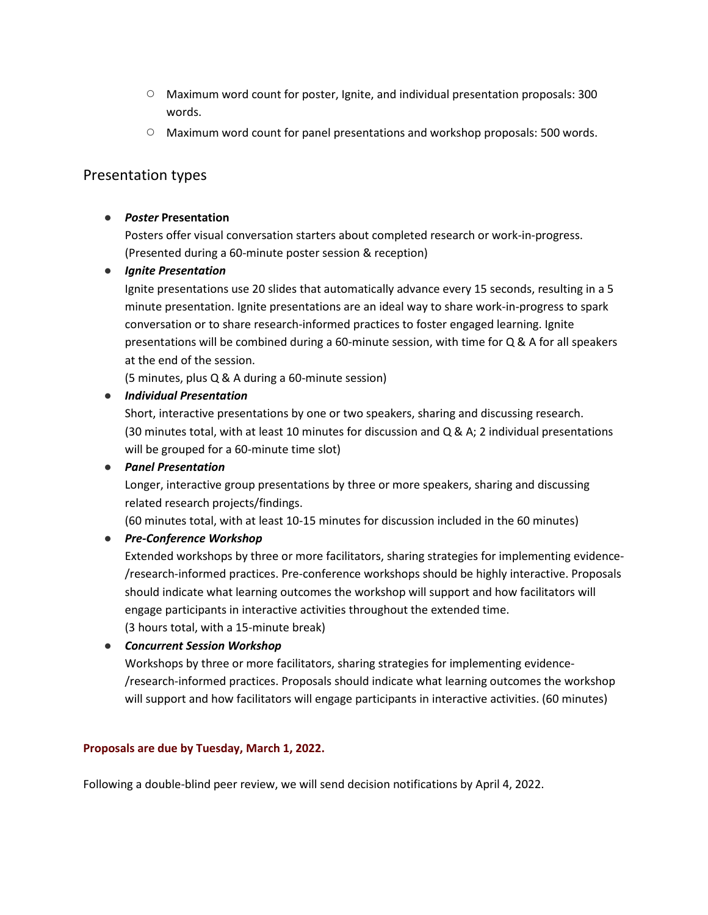- Maximum word count for poster, Ignite, and individual presentation proposals: 300 words.
- Maximum word count for panel presentations and workshop proposals: 500 words.

## Presentation types

- ***Poster* Presentation**
  Posters offer visual conversation starters about completed research or work-in-progress. (Presented during a 60-minute poster session & reception)
- ***Ignite Presentation***
  Ignite presentations use 20 slides that automatically advance every 15 seconds, resulting in a 5 minute presentation. Ignite presentations are an ideal way to share work-in-progress to spark conversation or to share research-informed practices to foster engaged learning. Ignite presentations will be combined during a 60-minute session, with time for Q & A for all speakers at the end of the session.
  (5 minutes, plus Q & A during a 60-minute session)
- ***Individual Presentation***
  Short, interactive presentations by one or two speakers, sharing and discussing research. (30 minutes total, with at least 10 minutes for discussion and Q & A; 2 individual presentations will be grouped for a 60-minute time slot)
- ***Panel Presentation***
  Longer, interactive group presentations by three or more speakers, sharing and discussing related research projects/findings.
  (60 minutes total, with at least 10-15 minutes for discussion included in the 60 minutes)
- ***Pre-Conference Workshop***
  Extended workshops by three or more facilitators, sharing strategies for implementing evidence-/research-informed practices. Pre-conference workshops should be highly interactive. Proposals should indicate what learning outcomes the workshop will support and how facilitators will engage participants in interactive activities throughout the extended time.
  (3 hours total, with a 15-minute break)
- ***Concurrent Session Workshop***
  Workshops by three or more facilitators, sharing strategies for implementing evidence-/research-informed practices. Proposals should indicate what learning outcomes the workshop will support and how facilitators will engage participants in interactive activities. (60 minutes)

**Proposals are due by Tuesday, March 1, 2022.**

Following a double-blind peer review, we will send decision notifications by April 4, 2022.